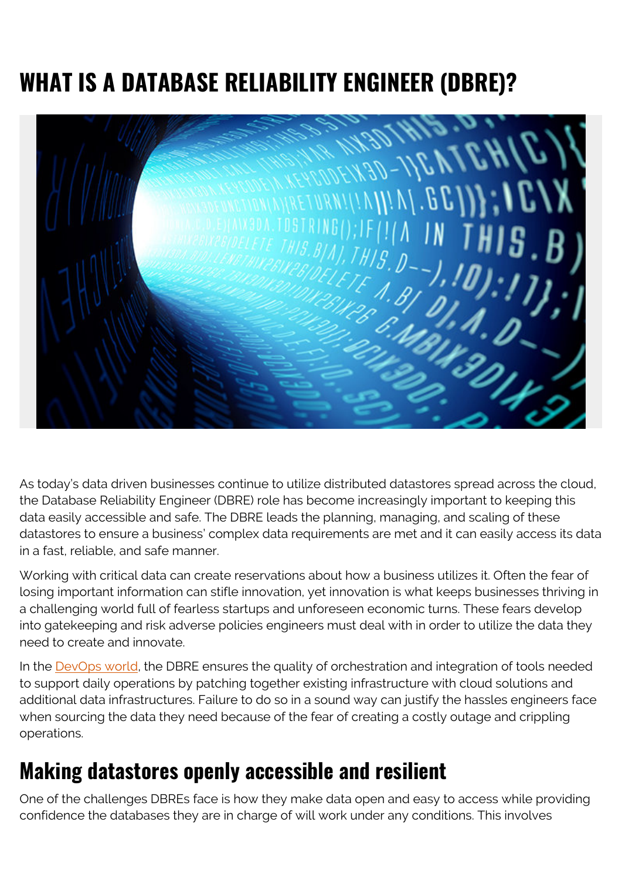# WHAT IS A DATABASE RELIABILITY ENGINEER (DBRE)?

As today's data driven businesses continue to utilize distributed datastores spread across the cloud, the Database Reliability Engineer (DBRE) role has become increasingly important to keeping this data easily accessible and safe. The DBRE leads the planning, managing, and scaling of these datastores to ensure a business' complex data requirements are met and it can easily access its data in a fast, reliable, and safe manner.

Working with critical data can create reservations about how a business utilizes it. Often the fear of losing important information can stifle innovation, yet innovation is what keeps businesses thriving in a challenging world full of fearless startups and unforeseen economic turns. These fears develop into gatekeeping and risk adverse policies engineers must deal with in order to utilize the data they need to create and innovate.

In the DevOps world, the DBRE ensures the quality of orchestration and integration of tools needed to support daily operations by patching together existing infrastructure with cloud solutions and additional data infrastructures. Failure to do so in a sound way can justify the hassles engineers face when sourcing the data they need because of the fear of creating a costly outage and crippling operations.

## Making datastores openly accessible and resilient

One of the challenges DBREs face is how they make data open and easy to access while providing confidence the databases they are in charge of will work under any conditions. This involves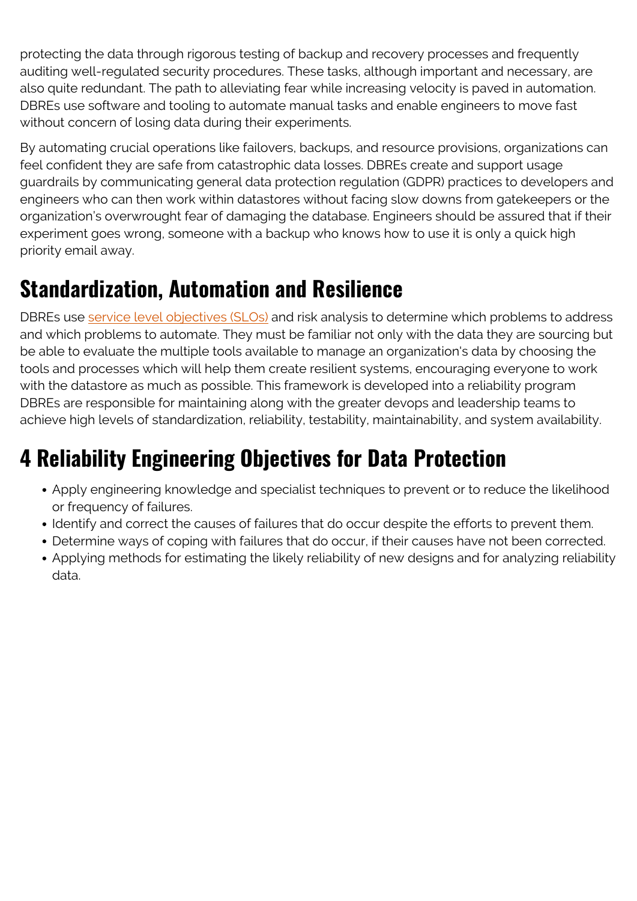protecting the data through rigorous testing of backup and recovery processes and frequently auditing well-regulated security procedures. These tasks, although important and necessary, are also quite redundant. The path to alleviating fear while increasing velocity is paved in automation. DBREs use software and tooling to automate manual tasks and enable engineers to move fast without concern of losing data during their experiments.

By automating crucial operations like failovers, backups, and resource provisions, organizations can feel confident they are safe from catastrophic data losses. DBREs create and support usage guardrails by communicating general data protection regulation (GDPR) practices to developers and engineers who can then work within datastores without facing slow downs from gatekeepers or the organization's overwrought fear of damaging the database. Engineers should be assured that if their experiment goes wrong, someone with a backup who knows how to use it is only a quick high priority email away.

## Standardization, Automation and Resilience

DBREs use [service level objectives (SLOs)] and risk analysis to determine which problems to address and which problems to automate. They must be familiar not only with the data they are sourcing but be able to evaluate the multiple tools available to manage an organization's data by choosing the tools and processes which will help them create resilient systems, encouraging everyone to work with the datastore as much as possible. This framework is developed into a reliability program DBREs are responsible for maintaining along with the greater devops and leadership teams to achieve high levels of standardization, reliability, testability, maintainability, and system availability.

## 4 Reliability Engineering Objectives for Data Protection

- Apply engineering knowledge and specialist techniques to prevent or to reduce the likelihood or frequency of failures.
- Identify and correct the causes of failures that do occur despite the efforts to prevent them.
- Determine ways of coping with failures that do occur, if their causes have not been corrected.
- Applying methods for estimating the likely reliability of new designs and for analyzing reliability data.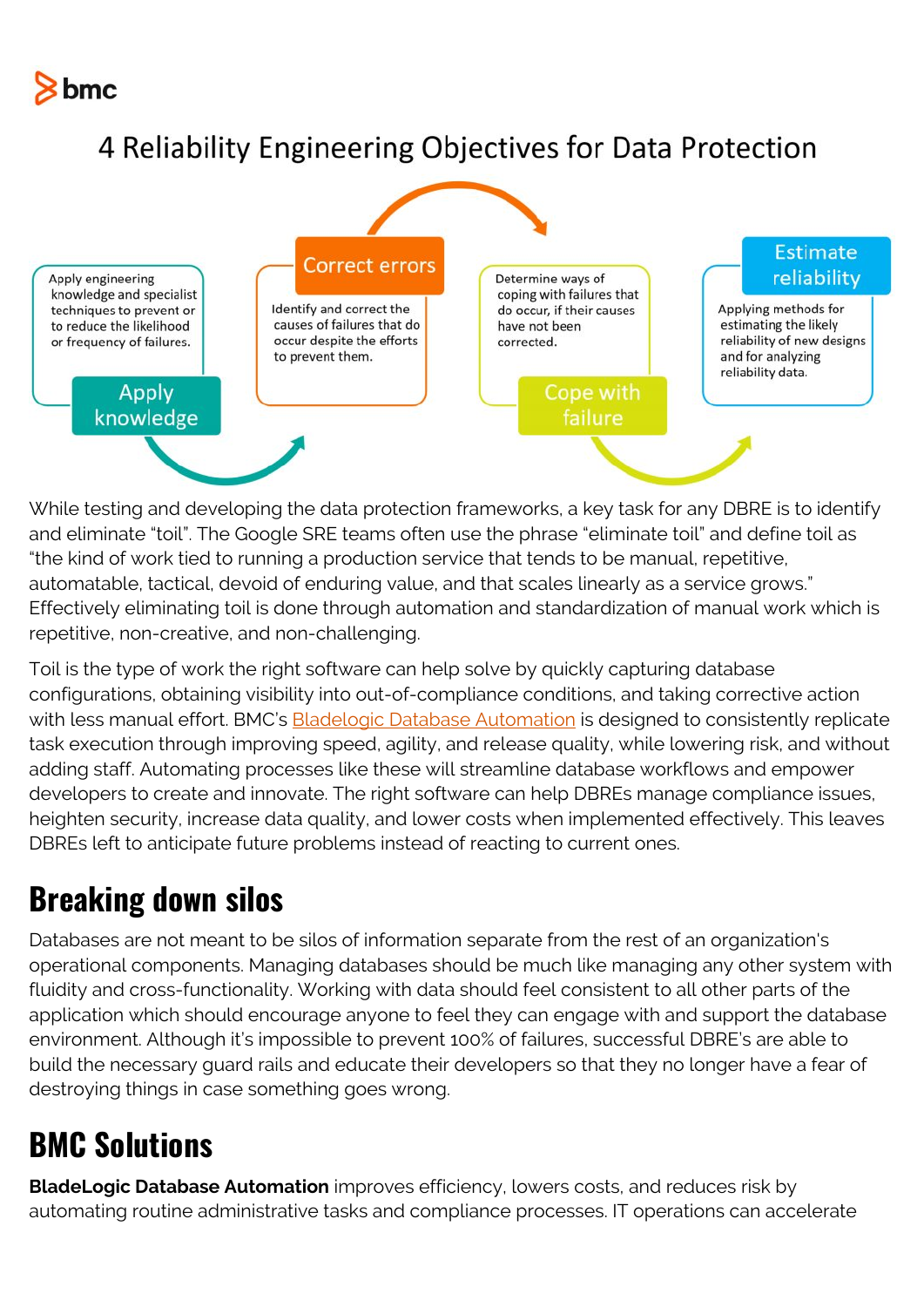# 4 Reliability Engineering Objectives for Data Protection

**Apply knowledge**: Apply engineering knowledge and specialist techniques to prevent or to reduce the likelihood or frequency of failures.

**Correct errors**: Identify and correct the causes of failures that do occur despite the efforts to prevent them.

**Cope with failure**: Determine ways of coping with failures that do occur, if their causes have not been corrected.

**Estimate reliability**: Applying methods for estimating the likely reliability of new designs and for analyzing reliability data.

While testing and developing the data protection frameworks, a key task for any DBRE is to identify and eliminate "toil". The Google SRE teams often use the phrase "eliminate toil" and define toil as "the kind of work tied to running a production service that tends to be manual, repetitive, automatable, tactical, devoid of enduring value, and that scales linearly as a service grows." Effectively eliminating toil is done through automation and standardization of manual work which is repetitive, non-creative, and non-challenging.

Toil is the type of work the right software can help solve by quickly capturing database configurations, obtaining visibility into out-of-compliance conditions, and taking corrective action with less manual effort. BMC's Bladelogic Database Automation is designed to consistently replicate task execution through improving speed, agility, and release quality, while lowering risk, and without adding staff. Automating processes like these will streamline database workflows and empower developers to create and innovate. The right software can help DBREs manage compliance issues, heighten security, increase data quality, and lower costs when implemented effectively. This leaves DBREs left to anticipate future problems instead of reacting to current ones.

## Breaking down silos

Databases are not meant to be silos of information separate from the rest of an organization's operational components. Managing databases should be much like managing any other system with fluidity and cross-functionality. Working with data should feel consistent to all other parts of the application which should encourage anyone to feel they can engage with and support the database environment. Although it's impossible to prevent 100% of failures, successful DBRE's are able to build the necessary guard rails and educate their developers so that they no longer have a fear of destroying things in case something goes wrong.

## BMC Solutions

**BladeLogic Database Automation** improves efficiency, lowers costs, and reduces risk by automating routine administrative tasks and compliance processes. IT operations can accelerate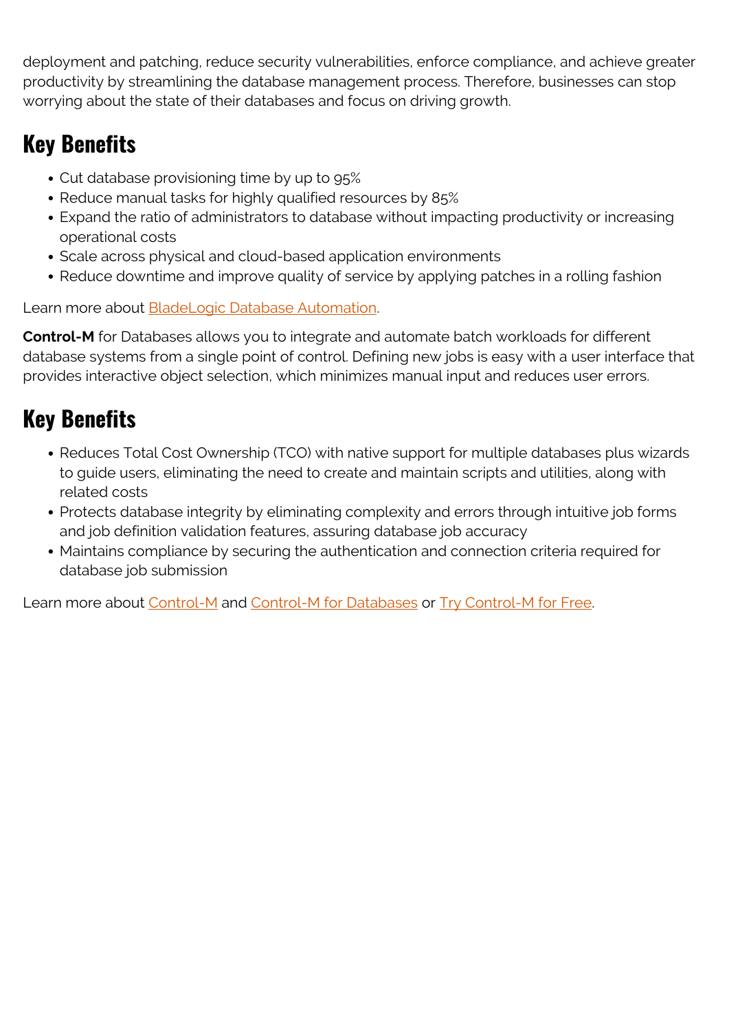deployment and patching, reduce security vulnerabilities, enforce compliance, and achieve greater productivity by streamlining the database management process. Therefore, businesses can stop worrying about the state of their databases and focus on driving growth.

## Key Benefits

- Cut database provisioning time by up to 95%
- Reduce manual tasks for highly qualified resources by 85%
- Expand the ratio of administrators to database without impacting productivity or increasing operational costs
- Scale across physical and cloud-based application environments
- Reduce downtime and improve quality of service by applying patches in a rolling fashion

Learn more about BladeLogic Database Automation.

**Control-M** for Databases allows you to integrate and automate batch workloads for different database systems from a single point of control. Defining new jobs is easy with a user interface that provides interactive object selection, which minimizes manual input and reduces user errors.

## Key Benefits

- Reduces Total Cost Ownership (TCO) with native support for multiple databases plus wizards to guide users, eliminating the need to create and maintain scripts and utilities, along with related costs
- Protects database integrity by eliminating complexity and errors through intuitive job forms and job definition validation features, assuring database job accuracy
- Maintains compliance by securing the authentication and connection criteria required for database job submission

Learn more about Control-M and Control-M for Databases or Try Control-M for Free.